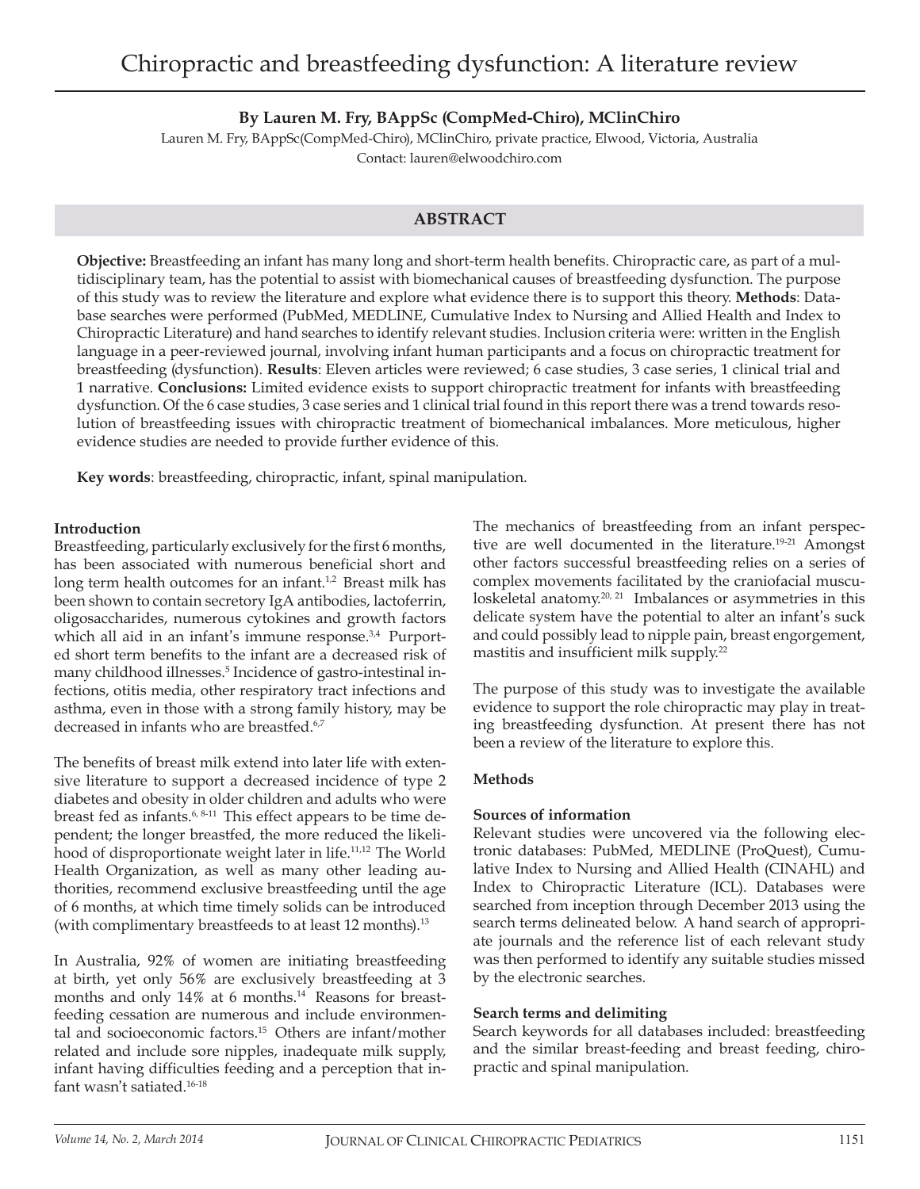# Chiropractic and breastfeeding dysfunction: A literature review

**By Lauren M. Fry, BAppSc (CompMed-Chiro), MClinChiro**

Lauren M. Fry, BAppSc(CompMed-Chiro), MClinChiro, private practice, Elwood, Victoria, Australia
Contact: lauren@elwoodchiro.com

## ABSTRACT

**Objective:** Breastfeeding an infant has many long and short-term health benefits. Chiropractic care, as part of a multidisciplinary team, has the potential to assist with biomechanical causes of breastfeeding dysfunction. The purpose of this study was to review the literature and explore what evidence there is to support this theory. **Methods**: Database searches were performed (PubMed, MEDLINE, Cumulative Index to Nursing and Allied Health and Index to Chiropractic Literature) and hand searches to identify relevant studies. Inclusion criteria were: written in the English language in a peer-reviewed journal, involving infant human participants and a focus on chiropractic treatment for breastfeeding (dysfunction). **Results**: Eleven articles were reviewed; 6 case studies, 3 case series, 1 clinical trial and 1 narrative. **Conclusions:** Limited evidence exists to support chiropractic treatment for infants with breastfeeding dysfunction. Of the 6 case studies, 3 case series and 1 clinical trial found in this report there was a trend towards resolution of breastfeeding issues with chiropractic treatment of biomechanical imbalances. More meticulous, higher evidence studies are needed to provide further evidence of this.

**Key words**: breastfeeding, chiropractic, infant, spinal manipulation.

### Introduction

Breastfeeding, particularly exclusively for the first 6 months, has been associated with numerous beneficial short and long term health outcomes for an infant.[1,2] Breast milk has been shown to contain secretory IgA antibodies, lactoferrin, oligosaccharides, numerous cytokines and growth factors which all aid in an infant's immune response.[3,4] Purported short term benefits to the infant are a decreased risk of many childhood illnesses.[5] Incidence of gastro-intestinal infections, otitis media, other respiratory tract infections and asthma, even in those with a strong family history, may be decreased in infants who are breastfed.[6,7]

The benefits of breast milk extend into later life with extensive literature to support a decreased incidence of type 2 diabetes and obesity in older children and adults who were breast fed as infants.[6, 8-11] This effect appears to be time dependent; the longer breastfed, the more reduced the likelihood of disproportionate weight later in life.[11,12] The World Health Organization, as well as many other leading authorities, recommend exclusive breastfeeding until the age of 6 months, at which time timely solids can be introduced (with complimentary breastfeeds to at least 12 months).[13]

In Australia, 92% of women are initiating breastfeeding at birth, yet only 56% are exclusively breastfeeding at 3 months and only 14% at 6 months.[14] Reasons for breastfeeding cessation are numerous and include environmental and socioeconomic factors.[15] Others are infant/mother related and include sore nipples, inadequate milk supply, infant having difficulties feeding and a perception that infant wasn't satiated.[16-18]

The mechanics of breastfeeding from an infant perspective are well documented in the literature.[19-21] Amongst other factors successful breastfeeding relies on a series of complex movements facilitated by the craniofacial musculoskeletal anatomy.[20, 21] Imbalances or asymmetries in this delicate system have the potential to alter an infant's suck and could possibly lead to nipple pain, breast engorgement, mastitis and insufficient milk supply.[22]

The purpose of this study was to investigate the available evidence to support the role chiropractic may play in treating breastfeeding dysfunction. At present there has not been a review of the literature to explore this.

### Methods

#### Sources of information

Relevant studies were uncovered via the following electronic databases: PubMed, MEDLINE (ProQuest), Cumulative Index to Nursing and Allied Health (CINAHL) and Index to Chiropractic Literature (ICL). Databases were searched from inception through December 2013 using the search terms delineated below. A hand search of appropriate journals and the reference list of each relevant study was then performed to identify any suitable studies missed by the electronic searches.

#### Search terms and delimiting

Search keywords for all databases included: breastfeeding and the similar breast-feeding and breast feeding, chiropractic and spinal manipulation.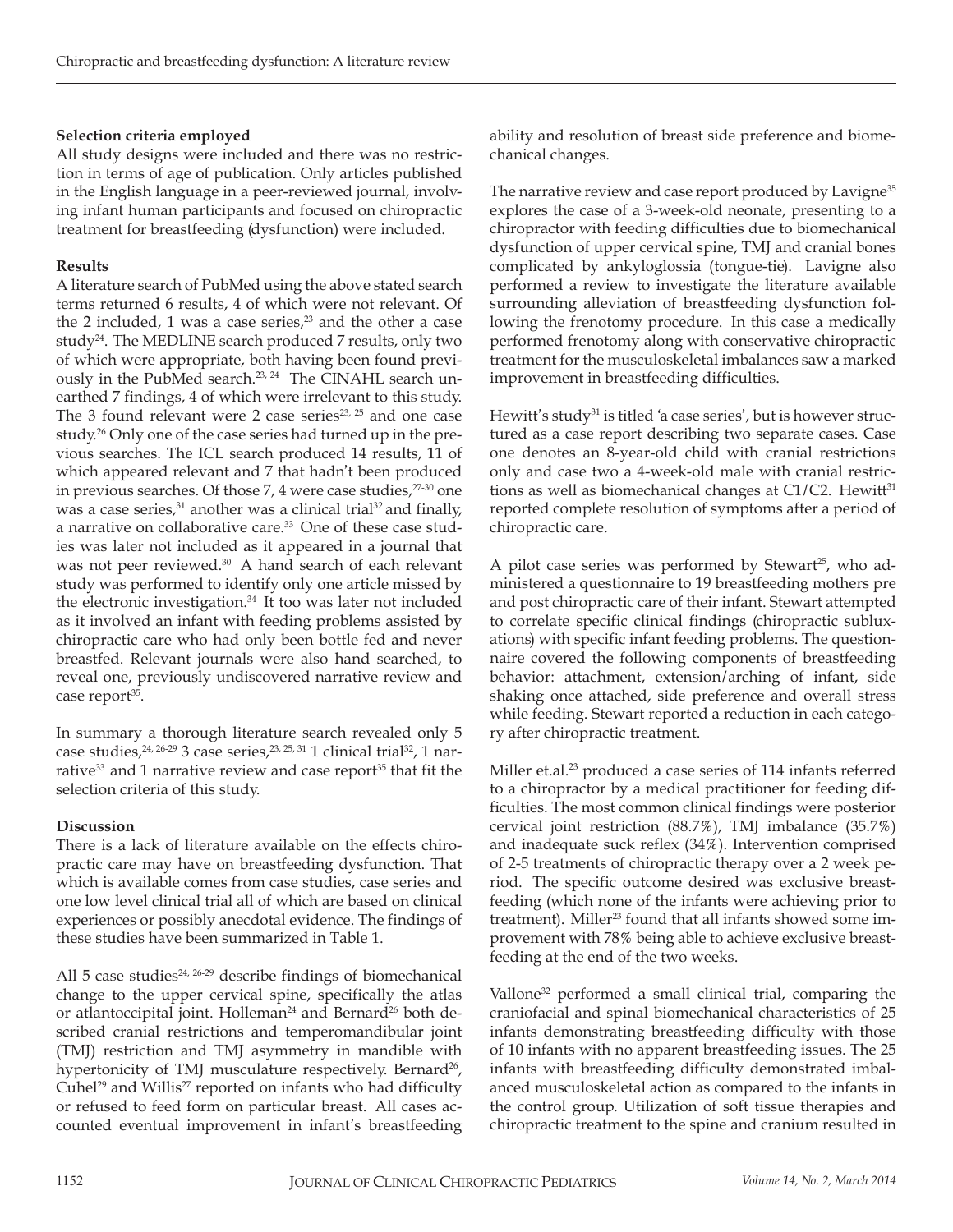**Selection criteria employed**

All study designs were included and there was no restriction in terms of age of publication. Only articles published in the English language in a peer-reviewed journal, involving infant human participants and focused on chiropractic treatment for breastfeeding (dysfunction) were included.

**Results**

A literature search of PubMed using the above stated search terms returned 6 results, 4 of which were not relevant. Of the 2 included, 1 was a case series,[23] and the other a case study[24]. The MEDLINE search produced 7 results, only two of which were appropriate, both having been found previously in the PubMed search.[23, 24] The CINAHL search unearthed 7 findings, 4 of which were irrelevant to this study. The 3 found relevant were 2 case series[23, 25] and one case study.[26] Only one of the case series had turned up in the previous searches. The ICL search produced 14 results, 11 of which appeared relevant and 7 that hadn't been produced in previous searches. Of those 7, 4 were case studies,[27-30] one was a case series,[31] another was a clinical trial[32] and finally, a narrative on collaborative care.[33] One of these case studies was later not included as it appeared in a journal that was not peer reviewed.[30] A hand search of each relevant study was performed to identify only one article missed by the electronic investigation.[34] It too was later not included as it involved an infant with feeding problems assisted by chiropractic care who had only been bottle fed and never breastfed. Relevant journals were also hand searched, to reveal one, previously undiscovered narrative review and case report[35].

In summary a thorough literature search revealed only 5 case studies,[24, 26-29] 3 case series,[23, 25, 31] 1 clinical trial[32], 1 narrative[33] and 1 narrative review and case report[35] that fit the selection criteria of this study.

**Discussion**

There is a lack of literature available on the effects chiropractic care may have on breastfeeding dysfunction. That which is available comes from case studies, case series and one low level clinical trial all of which are based on clinical experiences or possibly anecdotal evidence. The findings of these studies have been summarized in Table 1.

All 5 case studies[24, 26-29] describe findings of biomechanical change to the upper cervical spine, specifically the atlas or atlantoccipital joint. Holleman[24] and Bernard[26] both described cranial restrictions and temperomandibular joint (TMJ) restriction and TMJ asymmetry in mandible with hypertonicity of TMJ musculature respectively. Bernard[26], Cuhel[29] and Willis[27] reported on infants who had difficulty or refused to feed form on particular breast. All cases accounted eventual improvement in infant's breastfeeding ability and resolution of breast side preference and biomechanical changes.

The narrative review and case report produced by Lavigne[35] explores the case of a 3-week-old neonate, presenting to a chiropractor with feeding difficulties due to biomechanical dysfunction of upper cervical spine, TMJ and cranial bones complicated by ankyloglossia (tongue-tie). Lavigne also performed a review to investigate the literature available surrounding alleviation of breastfeeding dysfunction following the frenotomy procedure. In this case a medically performed frenotomy along with conservative chiropractic treatment for the musculoskeletal imbalances saw a marked improvement in breastfeeding difficulties.

Hewitt's study[31] is titled 'a case series', but is however structured as a case report describing two separate cases. Case one denotes an 8-year-old child with cranial restrictions only and case two a 4-week-old male with cranial restrictions as well as biomechanical changes at C1/C2. Hewitt[31] reported complete resolution of symptoms after a period of chiropractic care.

A pilot case series was performed by Stewart[25], who administered a questionnaire to 19 breastfeeding mothers pre and post chiropractic care of their infant. Stewart attempted to correlate specific clinical findings (chiropractic subluxations) with specific infant feeding problems. The questionnaire covered the following components of breastfeeding behavior: attachment, extension/arching of infant, side shaking once attached, side preference and overall stress while feeding. Stewart reported a reduction in each category after chiropractic treatment.

Miller et.al.[23] produced a case series of 114 infants referred to a chiropractor by a medical practitioner for feeding difficulties. The most common clinical findings were posterior cervical joint restriction (88.7%), TMJ imbalance (35.7%) and inadequate suck reflex (34%). Intervention comprised of 2-5 treatments of chiropractic therapy over a 2 week period. The specific outcome desired was exclusive breastfeeding (which none of the infants were achieving prior to treatment). Miller[23] found that all infants showed some improvement with 78% being able to achieve exclusive breastfeeding at the end of the two weeks.

Vallone[32] performed a small clinical trial, comparing the craniofacial and spinal biomechanical characteristics of 25 infants demonstrating breastfeeding difficulty with those of 10 infants with no apparent breastfeeding issues. The 25 infants with breastfeeding difficulty demonstrated imbalanced musculoskeletal action as compared to the infants in the control group. Utilization of soft tissue therapies and chiropractic treatment to the spine and cranium resulted in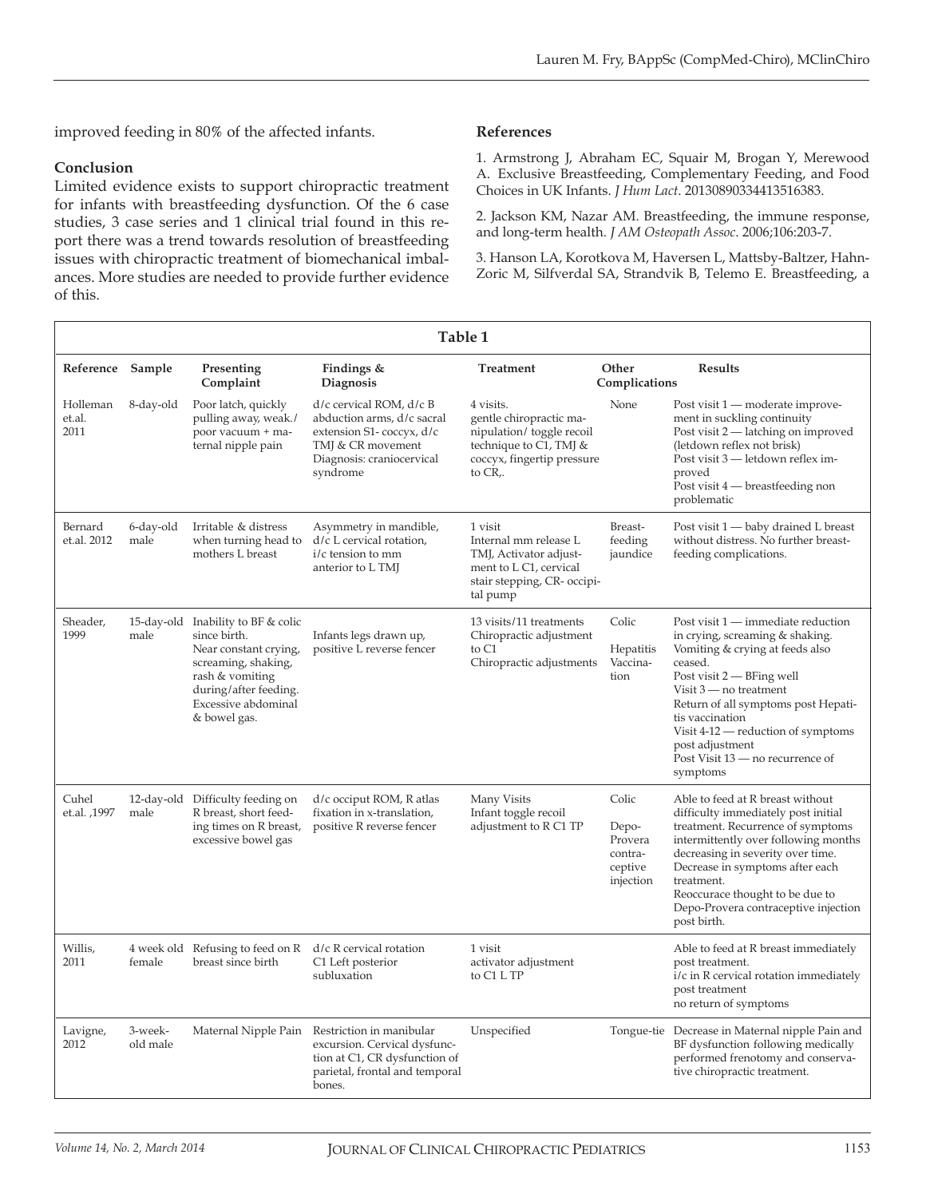improved feeding in 80% of the affected infants.

### Conclusion

Limited evidence exists to support chiropractic treatment for infants with breastfeeding dysfunction. Of the 6 case studies, 3 case series and 1 clinical trial found in this report there was a trend towards resolution of breastfeeding issues with chiropractic treatment of biomechanical imbalances. More studies are needed to provide further evidence of this.

### References

1. Armstrong J, Abraham EC, Squair M, Brogan Y, Merewood A. Exclusive Breastfeeding, Complementary Feeding, and Food Choices in UK Infants. *J Hum Lact*. 20130890334413516383.

2. Jackson KM, Nazar AM. Breastfeeding, the immune response, and long-term health. *J AM Osteopath Assoc*. 2006;106:203-7.

3. Hanson LA, Korotkova M, Haversen L, Mattsby-Baltzer, Hahn-Zoric M, Silfverdal SA, Strandvik B, Telemo E. Breastfeeding, a

**Table 1**

| Reference | Sample | Presenting Complaint | Findings & Diagnosis | Treatment | Other Complications | Results |
|---|---|---|---|---|---|---|
| Holleman et.al. 2011 | 8-day-old | Poor latch, quickly pulling away, weak./poor vacuum + maternal nipple pain | d/c cervical ROM, d/c B abduction arms, d/c sacral extension S1- coccyx, d/c TMJ & CR movement Diagnosis: craniocervical syndrome | 4 visits. gentle chiropractic manipulation/ toggle recoil technique to C1, TMJ & coccyx, fingertip pressure to CR,. | None | Post visit 1 — moderate improvement in suckling continuity Post visit 2 — latching on improved (letdown reflex not brisk) Post visit 3 — letdown reflex improved Post visit 4 — breastfeeding non problematic |
| Bernard et.al. 2012 | 6-day-old male | Irritable & distress when turning head to mothers L breast | Asymmetry in mandible, d/c L cervical rotation, i/c tension to mm anterior to L TMJ | 1 visit Internal mm release L TMJ, Activator adjustment to L C1, cervical stair stepping, CR- occipital pump | Breast-feeding jaundice | Post visit 1 — baby drained L breast without distress. No further breast-feeding complications. |
| Sheader, 1999 | 15-day-old male | Inability to BF & colic since birth. Near constant crying, screaming, shaking, rash & vomiting during/after feeding. Excessive abdominal & bowel gas. | Infants legs drawn up, positive L reverse fencer | 13 visits/11 treatments Chiropractic adjustment to C1 Chiropractic adjustments | Colic Hepatitis Vaccination | Post visit 1 — immediate reduction in crying, screaming & shaking. Vomiting & crying at feeds also ceased. Post visit 2 — BFing well Visit 3 — no treatment Return of all symptoms post Hepatitis vaccination Visit 4-12 — reduction of symptoms post adjustment Post Visit 13 — no recurrence of symptoms |
| Cuhel et.al. ,1997 | 12-day-old male | Difficulty feeding on R breast, short feeding times on R breast, excessive bowel gas | d/c occiput ROM, R atlas fixation in x-translation, positive R reverse fencer | Many Visits Infant toggle recoil adjustment to R C1 TP | Colic Depo-Provera contraceptive injection | Able to feed at R breast without difficulty immediately post initial treatment. Recurrence of symptoms intermittently over following months decreasing in severity over time. Decrease in symptoms after each treatment. Reoccurace thought to be due to Depo-Provera contraceptive injection post birth. |
| Willis, 2011 | 4 week old female | Refusing to feed on R breast since birth | d/c R cervical rotation C1 Left posterior subluxation | 1 visit activator adjustment to C1 L TP | | Able to feed at R breast immediately post treatment. i/c in R cervical rotation immediately post treatment no return of symptoms |
| Lavigne, 2012 | 3-week-old male | Maternal Nipple Pain | Restriction in manibular excursion. Cervical dysfunction at C1, CR dysfunction of parietal, frontal and temporal bones. | Unspecified | Tongue-tie | Decrease in Maternal nipple Pain and BF dysfunction following medically performed frenotomy and conservative chiropractic treatment. |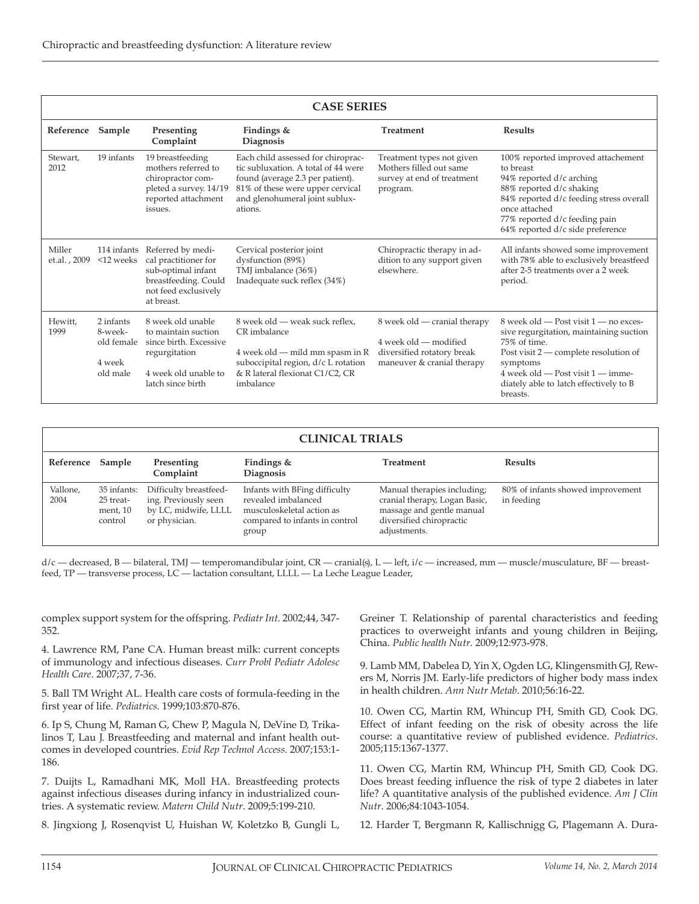| CASE SERIES | | | | | |
|---|---|---|---|---|---|
| **Reference** | **Sample** | **Presenting Complaint** | **Findings & Diagnosis** | **Treatment** | **Results** |
| Stewart, 2012 | 19 infants | 19 breastfeeding mothers referred to chiropractor completed a survey. 14/19 reported attachment issues. | Each child assessed for chiropractic subluxation. A total of 44 were found (average 2.3 per patient). 81% of these were upper cervical and glenohumeral joint subluxations. | Treatment types not given Mothers filled out same survey at end of treatment program. | 100% reported improved attachement to breast<br>94% reported d/c arching<br>88% reported d/c shaking<br>84% reported d/c feeding stress overall once attached<br>77% reported d/c feeding pain<br>64% reported d/c side preference |
| Miller et.al. , 2009 | 114 infants <12 weeks | Referred by medical practitioner for sub-optimal infant breastfeeding. Could not feed exclusively at breast. | Cervical posterior joint dysfunction (89%)<br>TMJ imbalance (36%)<br>Inadequate suck reflex (34%) | Chiropractic therapy in addition to any support given elsewhere. | All infants showed some improvement with 78% able to exclusively breastfeed after 2-5 treatments over a 2 week period. |
| Hewitt, 1999 | 2 infants 8-week-old female<br><br>4 week old male | 8 week old unable to maintain suction since birth. Excessive regurgitation<br><br>4 week old unable to latch since birth | 8 week old — weak suck reflex, CR imbalance<br><br>4 week old — mild mm spasm in R suboccipital region, d/c L rotation & R lateral flexionat C1/C2, CR imbalance | 8 week old — cranial therapy<br><br>4 week old — modified diversified rotatory break maneuver & cranial therapy | 8 week old — Post visit 1 — no excessive regurgitation, maintaining suction 75% of time.<br>Post visit 2 — complete resolution of symptoms<br>4 week old — Post visit 1 — immediately able to latch effectively to B breasts. |

| CLINICAL TRIALS | | | | | |
|---|---|---|---|---|---|
| **Reference** | **Sample** | **Presenting Complaint** | **Findings & Diagnosis** | **Treatment** | **Results** |
| Vallone, 2004 | 35 infants: 25 treatment, 10 control | Difficulty breastfeeding. Previously seen by LC, midwife, LLLL or physician. | Infants with BFing difficulty revealed imbalanced musculoskeletal action as compared to infants in control group | Manual therapies including; cranial therapy, Logan Basic, massage and gentle manual diversified chiropractic adjustments. | 80% of infants showed improvement in feeding |

d/c — decreased, B — bilateral, TMJ — temperomandibular joint, CR — cranial(s), L — left, i/c — increased, mm — muscle/musculature, BF — breastfeed, TP — transverse process, LC — lactation consultant, LLLL — La Leche League Leader,

complex support system for the offspring. *Pediatr Int*. 2002;44, 347-352.

4. Lawrence RM, Pane CA. Human breast milk: current concepts of immunology and infectious diseases. *Curr Probl Pediatr Adolesc Health Care*. 2007;37, 7-36.

5. Ball TM Wright AL. Health care costs of formula-feeding in the first year of life. *Pediatrics*. 1999;103:870-876.

6. Ip S, Chung M, Raman G, Chew P, Magula N, DeVine D, Trikalinos T, Lau J. Breastfeeding and maternal and infant health outcomes in developed countries. *Evid Rep Technol Access*. 2007;153:1-186.

7. Duijts L, Ramadhani MK, Moll HA. Breastfeeding protects against infectious diseases during infancy in industrialized countries. A systematic review. *Matern Child Nutr*. 2009;5:199-210.

8. Jingxiong J, Rosenqvist U, Huishan W, Koletzko B, Gungli L, Greiner T. Relationship of parental characteristics and feeding practices to overweight infants and young children in Beijing, China. *Public health Nutr*. 2009;12:973-978.

9. Lamb MM, Dabelea D, Yin X, Ogden LG, Klingensmith GJ, Rewers M, Norris JM. Early-life predictors of higher body mass index in health children. *Ann Nutr Metab*. 2010;56:16-22.

10. Owen CG, Martin RM, Whincup PH, Smith GD, Cook DG. Effect of infant feeding on the risk of obesity across the life course: a quantitative review of published evidence. *Pediatrics*. 2005;115:1367-1377.

11. Owen CG, Martin RM, Whincup PH, Smith GD, Cook DG. Does breast feeding influence the risk of type 2 diabetes in later life? A quantitative analysis of the published evidence. *Am J Clin Nutr*. 2006;84:1043-1054.

12. Harder T, Bergmann R, Kallischnigg G, Plagemann A. Dura-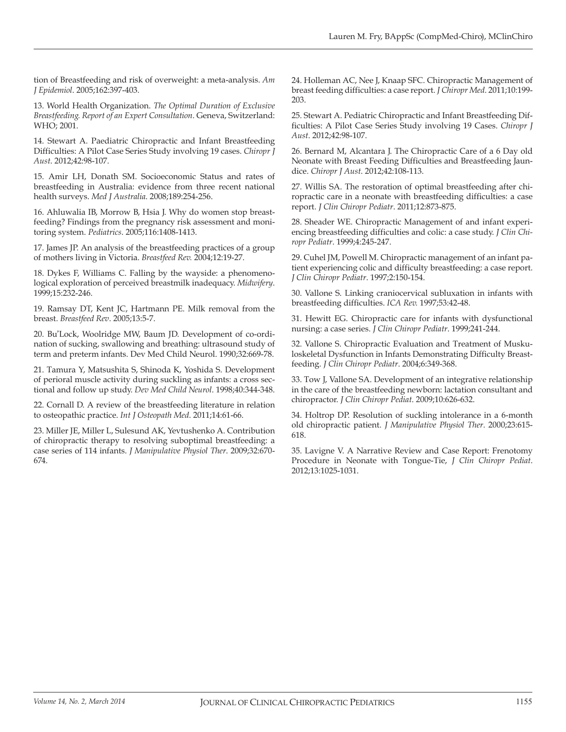tion of Breastfeeding and risk of overweight: a meta-analysis. *Am J Epidemiol*. 2005;162:397-403.

13. World Health Organization. *The Optimal Duration of Exclusive Breastfeeding. Report of an Expert Consultation*. Geneva, Switzerland: WHO; 2001.

14. Stewart A. Paediatric Chiropractic and Infant Breastfeeding Difficulties: A Pilot Case Series Study involving 19 cases. *Chiropr J Aust*. 2012;42:98-107.

15. Amir LH, Donath SM. Socioeconomic Status and rates of breastfeeding in Australia: evidence from three recent national health surveys. *Med J Australia*. 2008;189:254-256.

16. Ahluwalia IB, Morrow B, Hsia J. Why do women stop breastfeeding? Findings from the pregnancy risk assessment and monitoring system. *Pediatrics*. 2005;116:1408-1413.

17. James JP. An analysis of the breastfeeding practices of a group of mothers living in Victoria. *Breastfeed Rev.* 2004;12:19-27.

18. Dykes F, Williams C. Falling by the wayside: a phenomenological exploration of perceived breastmilk inadequacy. *Midwifery*. 1999;15:232-246.

19. Ramsay DT, Kent JC, Hartmann PE. Milk removal from the breast. *Breastfeed Rev*. 2005;13:5-7.

20. Bu'Lock, Woolridge MW, Baum JD. Development of co-ordination of sucking, swallowing and breathing: ultrasound study of term and preterm infants. Dev Med Child Neurol. 1990;32:669-78.

21. Tamura Y, Matsushita S, Shinoda K, Yoshida S. Development of perioral muscle activity during suckling as infants: a cross sectional and follow up study. *Dev Med Child Neurol*. 1998;40:344-348.

22. Cornall D. A review of the breastfeeding literature in relation to osteopathic practice. *Int J Osteopath Med*. 2011;14:61-66.

23. Miller JE, Miller L, Sulesund AK, Yevtushenko A. Contribution of chiropractic therapy to resolving suboptimal breastfeeding: a case series of 114 infants. *J Manipulative Physiol Ther*. 2009;32:670-674.

24. Holleman AC, Nee J, Knaap SFC. Chiropractic Management of breast feeding difficulties: a case report. *J Chiropr Med*. 2011;10:199-203.

25. Stewart A. Pediatric Chiropractic and Infant Breastfeeding Difficulties: A Pilot Case Series Study involving 19 Cases. *Chiropr J Aust*. 2012;42:98-107.

26. Bernard M, Alcantara J. The Chiropractic Care of a 6 Day old Neonate with Breast Feeding Difficulties and Breastfeeding Jaundice. *Chiropr J Aust*. 2012;42:108-113.

27. Willis SA. The restoration of optimal breastfeeding after chiropractic care in a neonate with breastfeeding difficulties: a case report. *J Clin Chiropr Pediatr*. 2011;12:873-875.

28. Sheader WE. Chiropractic Management of and infant experiencing breastfeeding difficulties and colic: a case study. *J Clin Chiropr Pediatr*. 1999;4:245-247.

29. Cuhel JM, Powell M. Chiropractic management of an infant patient experiencing colic and difficulty breastfeeding: a case report. *J Clin Chiropr Pediatr*. 1997;2:150-154.

30. Vallone S. Linking craniocervical subluxation in infants with breastfeeding difficulties. *ICA Rev.* 1997;53:42-48.

31. Hewitt EG. Chiropractic care for infants with dysfunctional nursing: a case series. *J Clin Chiropr Pediatr*. 1999;241-244.

32. Vallone S. Chiropractic Evaluation and Treatment of Muskuloskeletal Dysfunction in Infants Demonstrating Difficulty Breastfeeding. *J Clin Chiropr Pediatr*. 2004;6:349-368.

33. Tow J, Vallone SA. Development of an integrative relationship in the care of the breastfeeding newborn: lactation consultant and chiropractor. *J Clin Chiropr Pediat*. 2009;10:626-632.

34. Holtrop DP. Resolution of suckling intolerance in a 6-month old chiropractic patient. *J Manipulative Physiol Ther*. 2000;23:615-618.

35. Lavigne V. A Narrative Review and Case Report: Frenotomy Procedure in Neonate with Tongue-Tie, *J Clin Chiropr Pediat*. 2012;13:1025-1031.